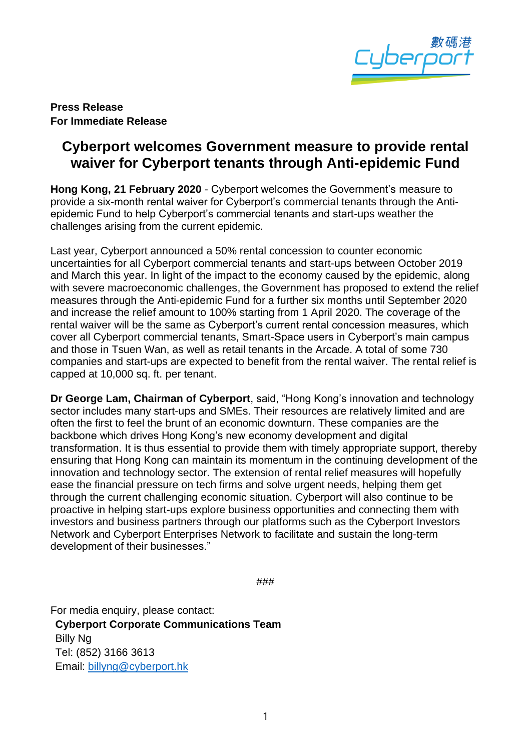**Press Release**
**For Immediate Release**

# Cyberport welcomes Government measure to provide rental waiver for Cyberport tenants through Anti-epidemic Fund

**Hong Kong, 21 February 2020** - Cyberport welcomes the Government's measure to provide a six-month rental waiver for Cyberport's commercial tenants through the Anti-epidemic Fund to help Cyberport's commercial tenants and start-ups weather the challenges arising from the current epidemic.

Last year, Cyberport announced a 50% rental concession to counter economic uncertainties for all Cyberport commercial tenants and start-ups between October 2019 and March this year. In light of the impact to the economy caused by the epidemic, along with severe macroeconomic challenges, the Government has proposed to extend the relief measures through the Anti-epidemic Fund for a further six months until September 2020 and increase the relief amount to 100% starting from 1 April 2020. The coverage of the rental waiver will be the same as Cyberport's current rental concession measures, which cover all Cyberport commercial tenants, Smart-Space users in Cyberport's main campus and those in Tsuen Wan, as well as retail tenants in the Arcade. A total of some 730 companies and start-ups are expected to benefit from the rental waiver. The rental relief is capped at 10,000 sq. ft. per tenant.

**Dr George Lam, Chairman of Cyberport**, said, "Hong Kong's innovation and technology sector includes many start-ups and SMEs. Their resources are relatively limited and are often the first to feel the brunt of an economic downturn. These companies are the backbone which drives Hong Kong's new economy development and digital transformation. It is thus essential to provide them with timely appropriate support, thereby ensuring that Hong Kong can maintain its momentum in the continuing development of the innovation and technology sector. The extension of rental relief measures will hopefully ease the financial pressure on tech firms and solve urgent needs, helping them get through the current challenging economic situation. Cyberport will also continue to be proactive in helping start-ups explore business opportunities and connecting them with investors and business partners through our platforms such as the Cyberport Investors Network and Cyberport Enterprises Network to facilitate and sustain the long-term development of their businesses."

###

For media enquiry, please contact:
**Cyberport Corporate Communications Team**
Billy Ng
Tel: (852) 3166 3613
Email: billyng@cyberport.hk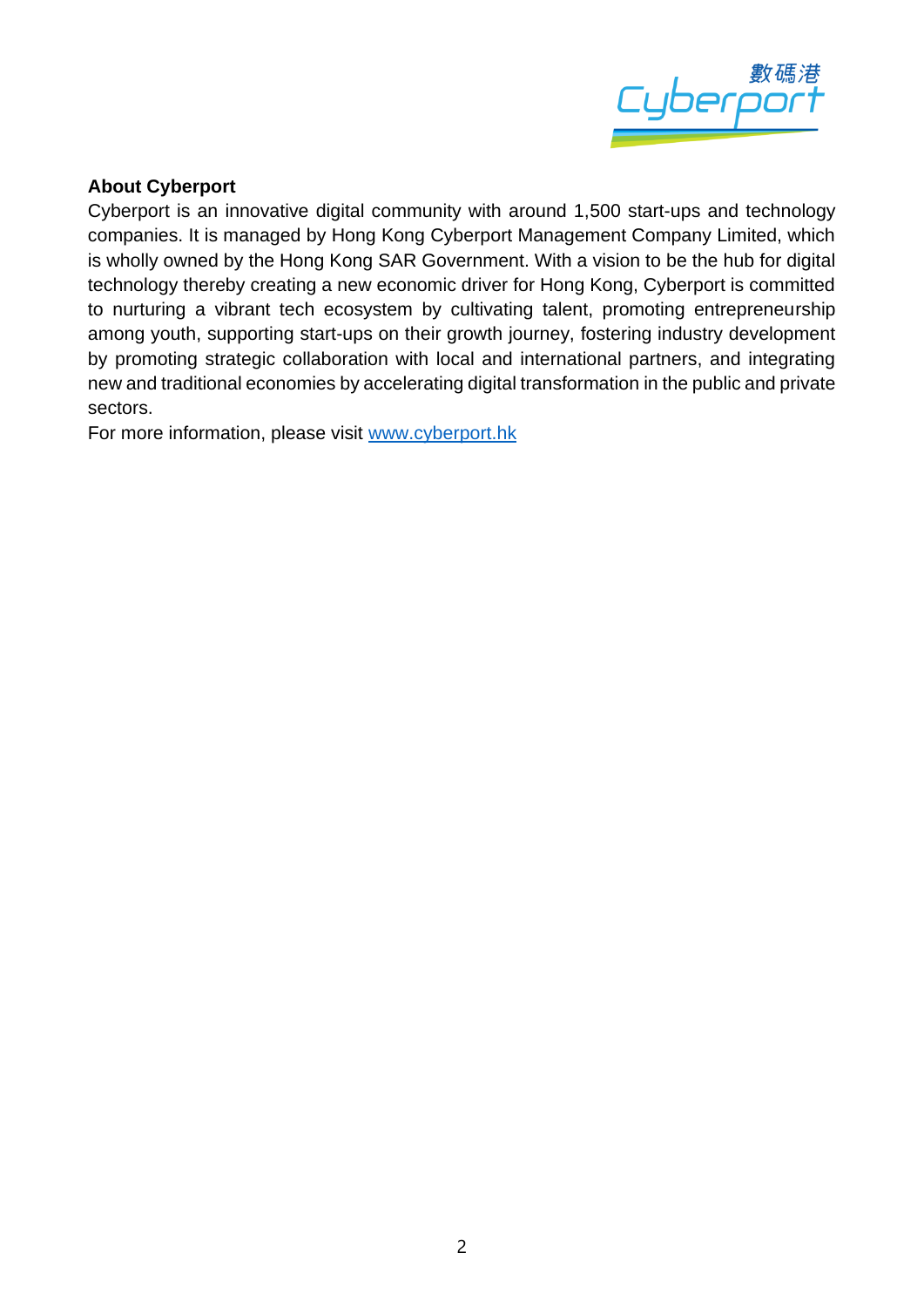**About Cyberport**

Cyberport is an innovative digital community with around 1,500 start-ups and technology companies. It is managed by Hong Kong Cyberport Management Company Limited, which is wholly owned by the Hong Kong SAR Government. With a vision to be the hub for digital technology thereby creating a new economic driver for Hong Kong, Cyberport is committed to nurturing a vibrant tech ecosystem by cultivating talent, promoting entrepreneurship among youth, supporting start-ups on their growth journey, fostering industry development by promoting strategic collaboration with local and international partners, and integrating new and traditional economies by accelerating digital transformation in the public and private sectors.

For more information, please visit [www.cyberport.hk](http://www.cyberport.hk)